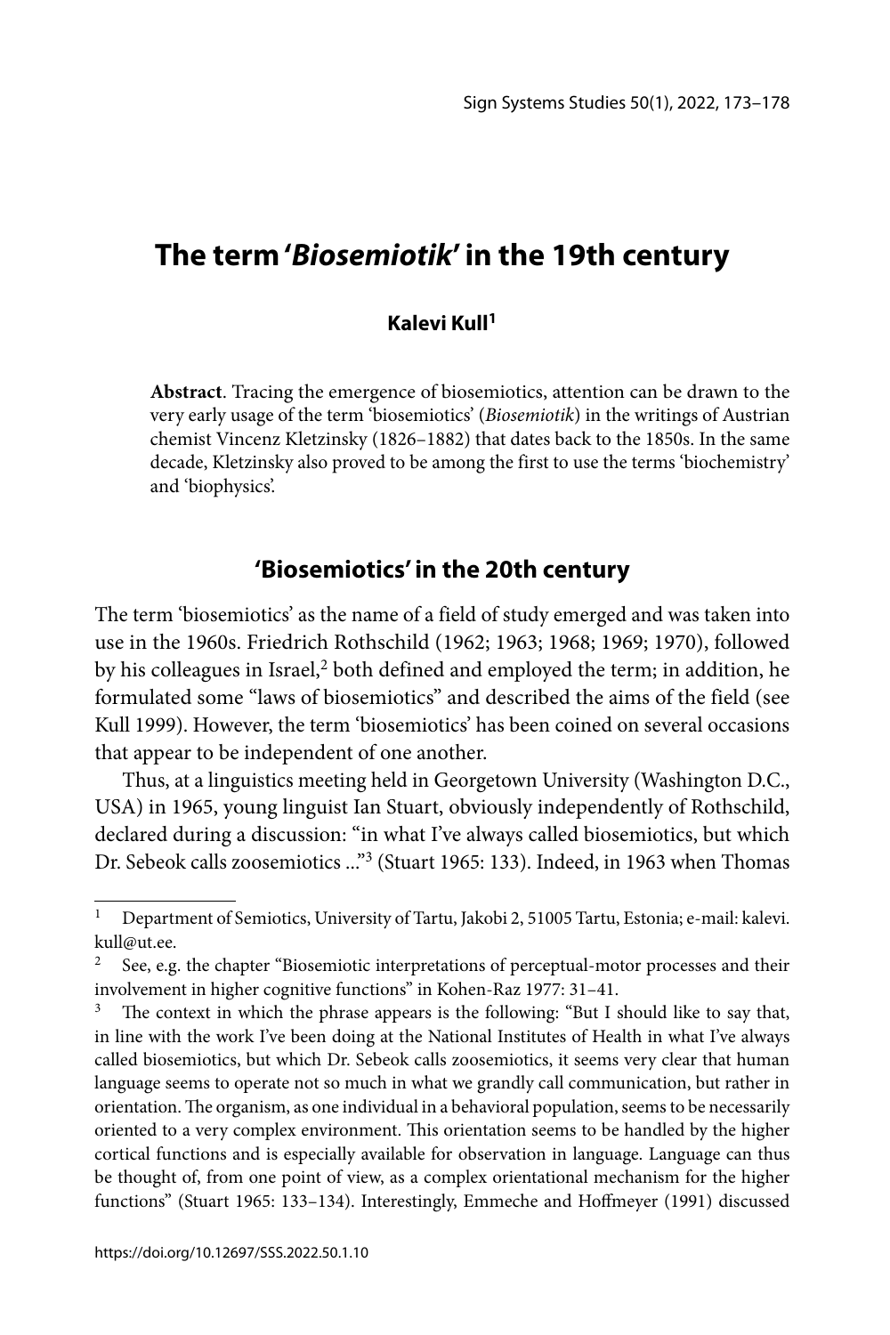# The term '*Biosemiotik*' in the 19th century

**Kalevi Kull**[1]

**Abstract**. Tracing the emergence of biosemiotics, attention can be drawn to the very early usage of the term 'biosemiotics' (*Biosemiotik*) in the writings of Austrian chemist Vincenz Kletzinsky (1826–1882) that dates back to the 1850s. In the same decade, Kletzinsky also proved to be among the first to use the terms 'biochemistry' and 'biophysics'.

## 'Biosemiotics' in the 20th century

The term 'biosemiotics' as the name of a field of study emerged and was taken into use in the 1960s. Friedrich Rothschild (1962; 1963; 1968; 1969; 1970), followed by his colleagues in Israel,[2] both defined and employed the term; in addition, he formulated some "laws of biosemiotics" and described the aims of the field (see Kull 1999). However, the term 'biosemiotics' has been coined on several occasions that appear to be independent of one another.

Thus, at a linguistics meeting held in Georgetown University (Washington D.C., USA) in 1965, young linguist Ian Stuart, obviously independently of Rothschild, declared during a discussion: "in what I've always called biosemiotics, but which Dr. Sebeok calls zoosemiotics ..."[3] (Stuart 1965: 133). Indeed, in 1963 when Thomas

---

[1] Department of Semiotics, University of Tartu, Jakobi 2, 51005 Tartu, Estonia; e-mail: kalevi.kull@ut.ee.

[2] See, e.g. the chapter "Biosemiotic interpretations of perceptual-motor processes and their involvement in higher cognitive functions" in Kohen-Raz 1977: 31–41.

[3] The context in which the phrase appears is the following: "But I should like to say that, in line with the work I've been doing at the National Institutes of Health in what I've always called biosemiotics, but which Dr. Sebeok calls zoosemiotics, it seems very clear that human language seems to operate not so much in what we grandly call communication, but rather in orientation. The organism, as one individual in a behavioral population, seems to be necessarily oriented to a very complex environment. This orientation seems to be handled by the higher cortical functions and is especially available for observation in language. Language can thus be thought of, from one point of view, as a complex orientational mechanism for the higher functions" (Stuart 1965: 133–134). Interestingly, Emmeche and Hoffmeyer (1991) discussed

https://doi.org/10.12697/SSS.2022.50.1.10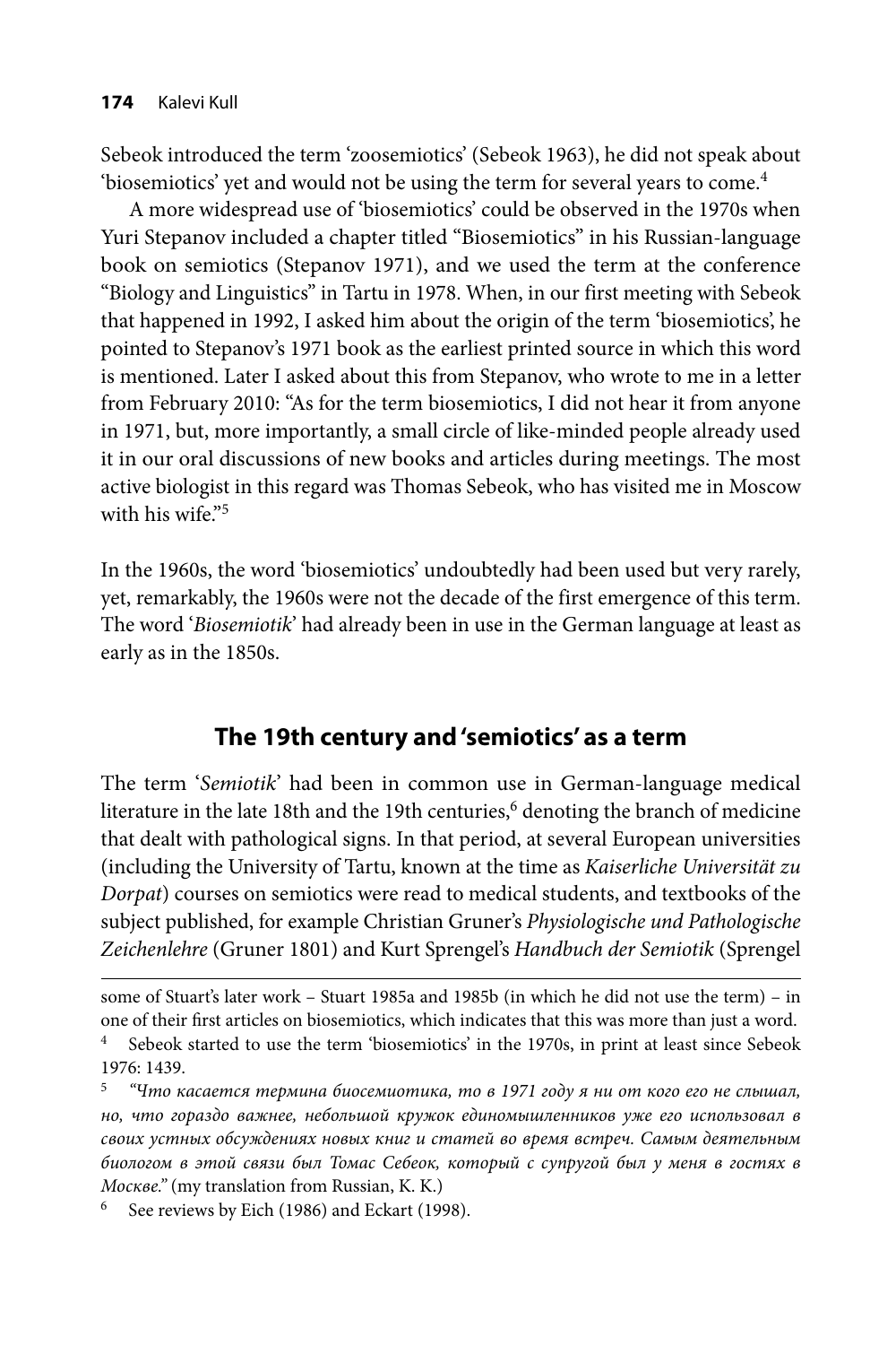Sebeok introduced the term 'zoosemiotics' (Sebeok 1963), he did not speak about 'biosemiotics' yet and would not be using the term for several years to come.[4]

A more widespread use of 'biosemiotics' could be observed in the 1970s when Yuri Stepanov included a chapter titled "Biosemiotics" in his Russian-language book on semiotics (Stepanov 1971), and we used the term at the conference "Biology and Linguistics" in Tartu in 1978. When, in our first meeting with Sebeok that happened in 1992, I asked him about the origin of the term 'biosemiotics', he pointed to Stepanov's 1971 book as the earliest printed source in which this word is mentioned. Later I asked about this from Stepanov, who wrote to me in a letter from February 2010: "As for the term biosemiotics, I did not hear it from anyone in 1971, but, more importantly, a small circle of like-minded people already used it in our oral discussions of new books and articles during meetings. The most active biologist in this regard was Thomas Sebeok, who has visited me in Moscow with his wife."[5]

In the 1960s, the word 'biosemiotics' undoubtedly had been used but very rarely, yet, remarkably, the 1960s were not the decade of the first emergence of this term. The word '*Biosemiotik*' had already been in use in the German language at least as early as in the 1850s.

## The 19th century and 'semiotics' as a term

The term '*Semiotik*' had been in common use in German-language medical literature in the late 18th and the 19th centuries,[6] denoting the branch of medicine that dealt with pathological signs. In that period, at several European universities (including the University of Tartu, known at the time as *Kaiserliche Universität zu Dorpat*) courses on semiotics were read to medical students, and textbooks of the subject published, for example Christian Gruner's *Physiologische und Pathologische Zeichenlehre* (Gruner 1801) and Kurt Sprengel's *Handbuch der Semiotik* (Sprengel

---

some of Stuart's later work – Stuart 1985a and 1985b (in which he did not use the term) – in one of their first articles on biosemiotics, which indicates that this was more than just a word.

[4] Sebeok started to use the term 'biosemiotics' in the 1970s, in print at least since Sebeok 1976: 1439.

[5] *"Что касается термина биосемиотика, то в 1971 году я ни от кого его не слышал, но, что гораздо важнее, небольшой кружок единомышленников уже его использовал в своих устных обсуждениях новых книг и статей во время встреч. Самым деятельным биологом в этой связи был Томас Себеок, который с супругой был у меня в гостях в Москве."* (my translation from Russian, K. K.)

[6] See reviews by Eich (1986) and Eckart (1998).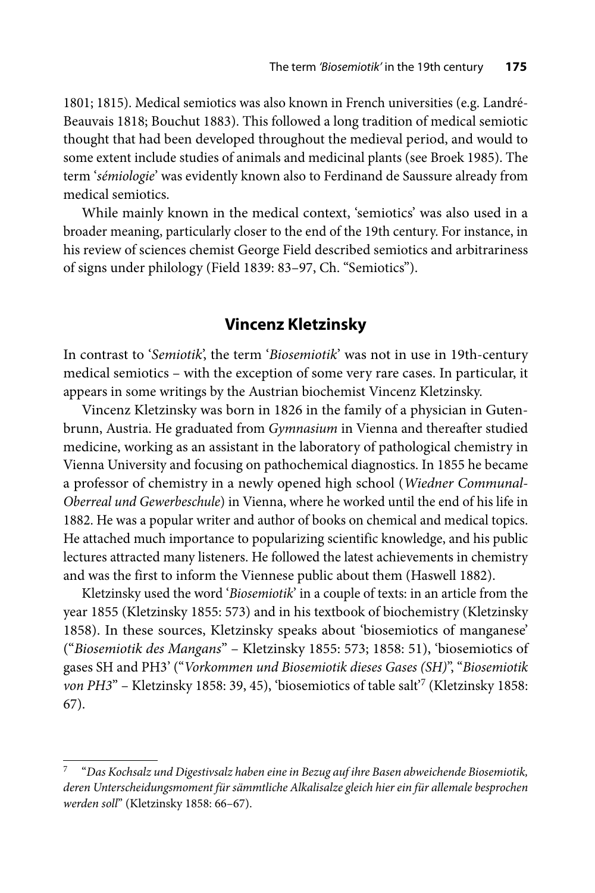1801; 1815). Medical semiotics was also known in French universities (e.g. Landré-Beauvais 1818; Bouchut 1883). This followed a long tradition of medical semiotic thought that had been developed throughout the medieval period, and would to some extent include studies of animals and medicinal plants (see Broek 1985). The term '*sémiologie*' was evidently known also to Ferdinand de Saussure already from medical semiotics.

While mainly known in the medical context, 'semiotics' was also used in a broader meaning, particularly closer to the end of the 19th century. For instance, in his review of sciences chemist George Field described semiotics and arbitrariness of signs under philology (Field 1839: 83–97, Ch. "Semiotics").

## Vincenz Kletzinsky

In contrast to '*Semiotik*', the term '*Biosemiotik*' was not in use in 19th-century medical semiotics – with the exception of some very rare cases. In particular, it appears in some writings by the Austrian biochemist Vincenz Kletzinsky.

Vincenz Kletzinsky was born in 1826 in the family of a physician in Gutenbrunn, Austria. He graduated from *Gymnasium* in Vienna and thereafter studied medicine, working as an assistant in the laboratory of pathological chemistry in Vienna University and focusing on pathochemical diagnostics. In 1855 he became a professor of chemistry in a newly opened high school (*Wiedner Communal-Oberreal und Gewerbeschule*) in Vienna, where he worked until the end of his life in 1882. He was a popular writer and author of books on chemical and medical topics. He attached much importance to popularizing scientific knowledge, and his public lectures attracted many listeners. He followed the latest achievements in chemistry and was the first to inform the Viennese public about them (Haswell 1882).

Kletzinsky used the word '*Biosemiotik*' in a couple of texts: in an article from the year 1855 (Kletzinsky 1855: 573) and in his textbook of biochemistry (Kletzinsky 1858). In these sources, Kletzinsky speaks about 'biosemiotics of manganese' ("*Biosemiotik des Mangans*" – Kletzinsky 1855: 573; 1858: 51), 'biosemiotics of gases SH and PH3' ("*Vorkommen und Biosemiotik dieses Gases (SH)*", "*Biosemiotik von PH3*" – Kletzinsky 1858: 39, 45), 'biosemiotics of table salt'[7] (Kletzinsky 1858: 67).

---

[7] "*Das Kochsalz und Digestivsalz haben eine in Bezug auf ihre Basen abweichende Biosemiotik, deren Unterscheidungsmoment für sämmtliche Alkalisalze gleich hier ein für allemale besprochen werden soll*" (Kletzinsky 1858: 66–67).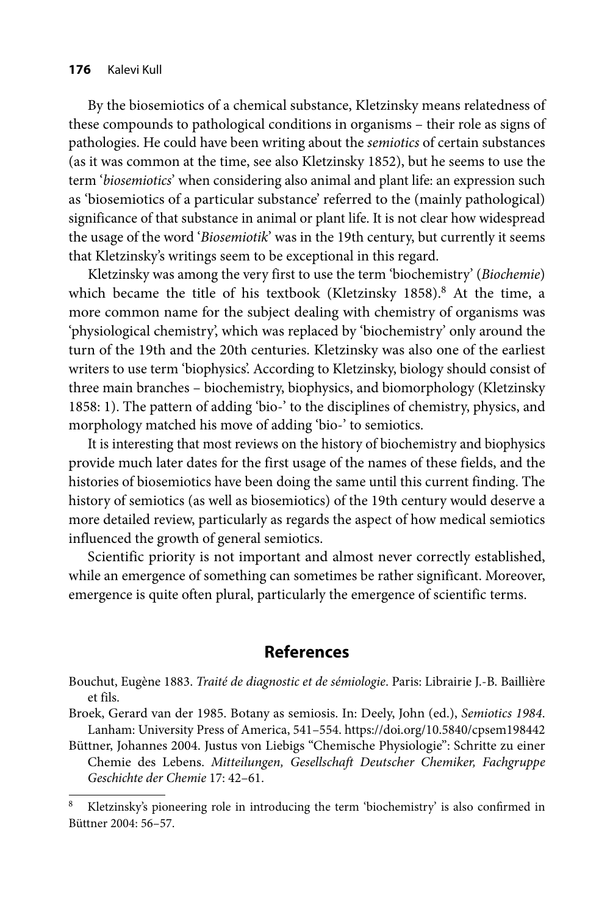By the biosemiotics of a chemical substance, Kletzinsky means relatedness of these compounds to pathological conditions in organisms – their role as signs of pathologies. He could have been writing about the *semiotics* of certain substances (as it was common at the time, see also Kletzinsky 1852), but he seems to use the term '*biosemiotics*' when considering also animal and plant life: an expression such as 'biosemiotics of a particular substance' referred to the (mainly pathological) significance of that substance in animal or plant life. It is not clear how widespread the usage of the word '*Biosemiotik*' was in the 19th century, but currently it seems that Kletzinsky's writings seem to be exceptional in this regard.

Kletzinsky was among the very first to use the term 'biochemistry' (*Biochemie*) which became the title of his textbook (Kletzinsky 1858).[8] At the time, a more common name for the subject dealing with chemistry of organisms was 'physiological chemistry', which was replaced by 'biochemistry' only around the turn of the 19th and the 20th centuries. Kletzinsky was also one of the earliest writers to use term 'biophysics'. According to Kletzinsky, biology should consist of three main branches – biochemistry, biophysics, and biomorphology (Kletzinsky 1858: 1). The pattern of adding 'bio-' to the disciplines of chemistry, physics, and morphology matched his move of adding 'bio-' to semiotics.

It is interesting that most reviews on the history of biochemistry and biophysics provide much later dates for the first usage of the names of these fields, and the histories of biosemiotics have been doing the same until this current finding. The history of semiotics (as well as biosemiotics) of the 19th century would deserve a more detailed review, particularly as regards the aspect of how medical semiotics influenced the growth of general semiotics.

Scientific priority is not important and almost never correctly established, while an emergence of something can sometimes be rather significant. Moreover, emergence is quite often plural, particularly the emergence of scientific terms.

## References

Bouchut, Eugène 1883. *Traité de diagnostic et de sémiologie*. Paris: Librairie J.-B. Baillière et fils.

Broek, Gerard van der 1985. Botany as semiosis. In: Deely, John (ed.), *Semiotics 1984*. Lanham: University Press of America, 541–554. https://doi.org/10.5840/cpsem198442

Büttner, Johannes 2004. Justus von Liebigs "Chemische Physiologie": Schritte zu einer Chemie des Lebens. *Mitteilungen, Gesellschaft Deutscher Chemiker, Fachgruppe Geschichte der Chemie* 17: 42–61.

---

[8] Kletzinsky's pioneering role in introducing the term 'biochemistry' is also confirmed in Büttner 2004: 56–57.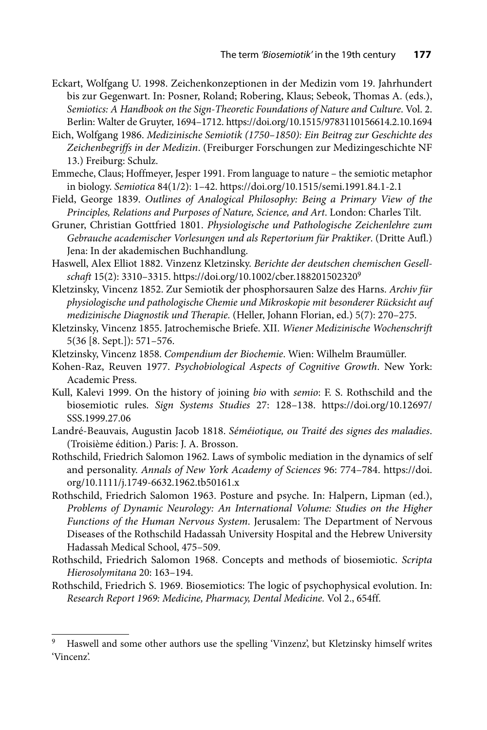Eckart, Wolfgang U. 1998. Zeichenkonzeptionen in der Medizin vom 19. Jahrhundert bis zur Gegenwart. In: Posner, Roland; Robering, Klaus; Sebeok, Thomas A. (eds.), *Semiotics: A Handbook on the Sign-Theoretic Foundations of Nature and Culture*. Vol. 2. Berlin: Walter de Gruyter, 1694–1712. https://doi.org/10.1515/9783110156614.2.10.1694

Eich, Wolfgang 1986. *Medizinische Semiotik (1750–1850): Ein Beitrag zur Geschichte des Zeichenbegriffs in der Medizin*. (Freiburger Forschungen zur Medizingeschichte NF 13.) Freiburg: Schulz.

Emmeche, Claus; Hoffmeyer, Jesper 1991. From language to nature – the semiotic metaphor in biology. *Semiotica* 84(1/2): 1–42. https://doi.org/10.1515/semi.1991.84.1-2.1

Field, George 1839. *Outlines of Analogical Philosophy: Being a Primary View of the Principles, Relations and Purposes of Nature, Science, and Art*. London: Charles Tilt.

Gruner, Christian Gottfried 1801. *Physiologische und Pathologische Zeichenlehre zum Gebrauche academischer Vorlesungen und als Repertorium für Praktiker*. (Dritte Aufl.) Jena: In der akademischen Buchhandlung.

Haswell, Alex Elliot 1882. Vinzenz Kletzinsky. *Berichte der deutschen chemischen Gesellschaft* 15(2): 3310–3315. https://doi.org/10.1002/cber.188201502320[9]

Kletzinsky, Vincenz 1852. Zur Semiotik der phosphorsauren Salze des Harns. *Archiv für physiologische und pathologische Chemie und Mikroskopie mit besonderer Rücksicht auf medizinische Diagnostik und Therapie.* (Heller, Johann Florian, ed.) 5(7): 270–275.

Kletzinsky, Vincenz 1855. Jatrochemische Briefe. XII. *Wiener Medizinische Wochenschrift* 5(36 [8. Sept.]): 571–576.

Kletzinsky, Vincenz 1858. *Compendium der Biochemie*. Wien: Wilhelm Braumüller.

Kohen-Raz, Reuven 1977. *Psychobiological Aspects of Cognitive Growth*. New York: Academic Press.

Kull, Kalevi 1999. On the history of joining *bio* with *semio*: F. S. Rothschild and the biosemiotic rules. *Sign Systems Studies* 27: 128–138. https://doi.org/10.12697/SSS.1999.27.06

Landré-Beauvais, Augustin Jacob 1818. *Séméiotique, ou Traité des signes des maladies*. (Troisième édition.) Paris: J. A. Brosson.

Rothschild, Friedrich Salomon 1962. Laws of symbolic mediation in the dynamics of self and personality. *Annals of New York Academy of Sciences* 96: 774–784. https://doi.org/10.1111/j.1749-6632.1962.tb50161.x

Rothschild, Friedrich Salomon 1963. Posture and psyche. In: Halpern, Lipman (ed.), *Problems of Dynamic Neurology: An International Volume: Studies on the Higher Functions of the Human Nervous System*. Jerusalem: The Department of Nervous Diseases of the Rothschild Hadassah University Hospital and the Hebrew University Hadassah Medical School, 475–509.

Rothschild, Friedrich Salomon 1968. Concepts and methods of biosemiotic. *Scripta Hierosolymitana* 20: 163–194.

Rothschild, Friedrich S. 1969. Biosemiotics: The logic of psychophysical evolution. In: *Research Report 1969: Medicine, Pharmacy, Dental Medicine.* Vol 2., 654ff.

---

[9] Haswell and some other authors use the spelling 'Vinzenz', but Kletzinsky himself writes 'Vincenz'.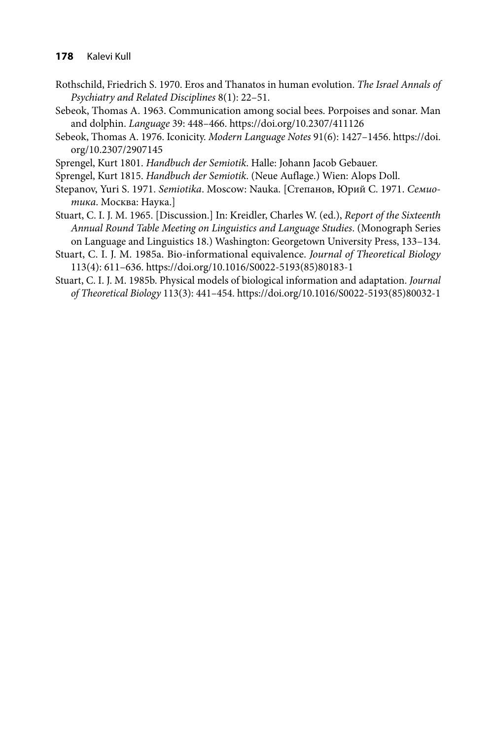Rothschild, Friedrich S. 1970. Eros and Thanatos in human evolution. *The Israel Annals of Psychiatry and Related Disciplines* 8(1): 22–51.

Sebeok, Thomas A. 1963. Communication among social bees. Porpoises and sonar. Man and dolphin. *Language* 39: 448–466. https://doi.org/10.2307/411126

Sebeok, Thomas A. 1976. Iconicity. *Modern Language Notes* 91(6): 1427–1456. https://doi.org/10.2307/2907145

Sprengel, Kurt 1801. *Handbuch der Semiotik*. Halle: Johann Jacob Gebauer.

Sprengel, Kurt 1815. *Handbuch der Semiotik*. (Neue Auflage.) Wien: Alops Doll.

Stepanov, Yuri S. 1971. *Semiotika*. Moscow: Nauka. [Степанов, Юрий С. 1971. *Семиотика*. Москва: Наука.]

Stuart, C. I. J. M. 1965. [Discussion.] In: Kreidler, Charles W. (ed.), *Report of the Sixteenth Annual Round Table Meeting on Linguistics and Language Studies*. (Monograph Series on Language and Linguistics 18.) Washington: Georgetown University Press, 133–134.

Stuart, C. I. J. M. 1985a. Bio-informational equivalence. *Journal of Theoretical Biology* 113(4): 611–636. https://doi.org/10.1016/S0022-5193(85)80183-1

Stuart, C. I. J. M. 1985b. Physical models of biological information and adaptation. *Journal of Theoretical Biology* 113(3): 441–454. https://doi.org/10.1016/S0022-5193(85)80032-1